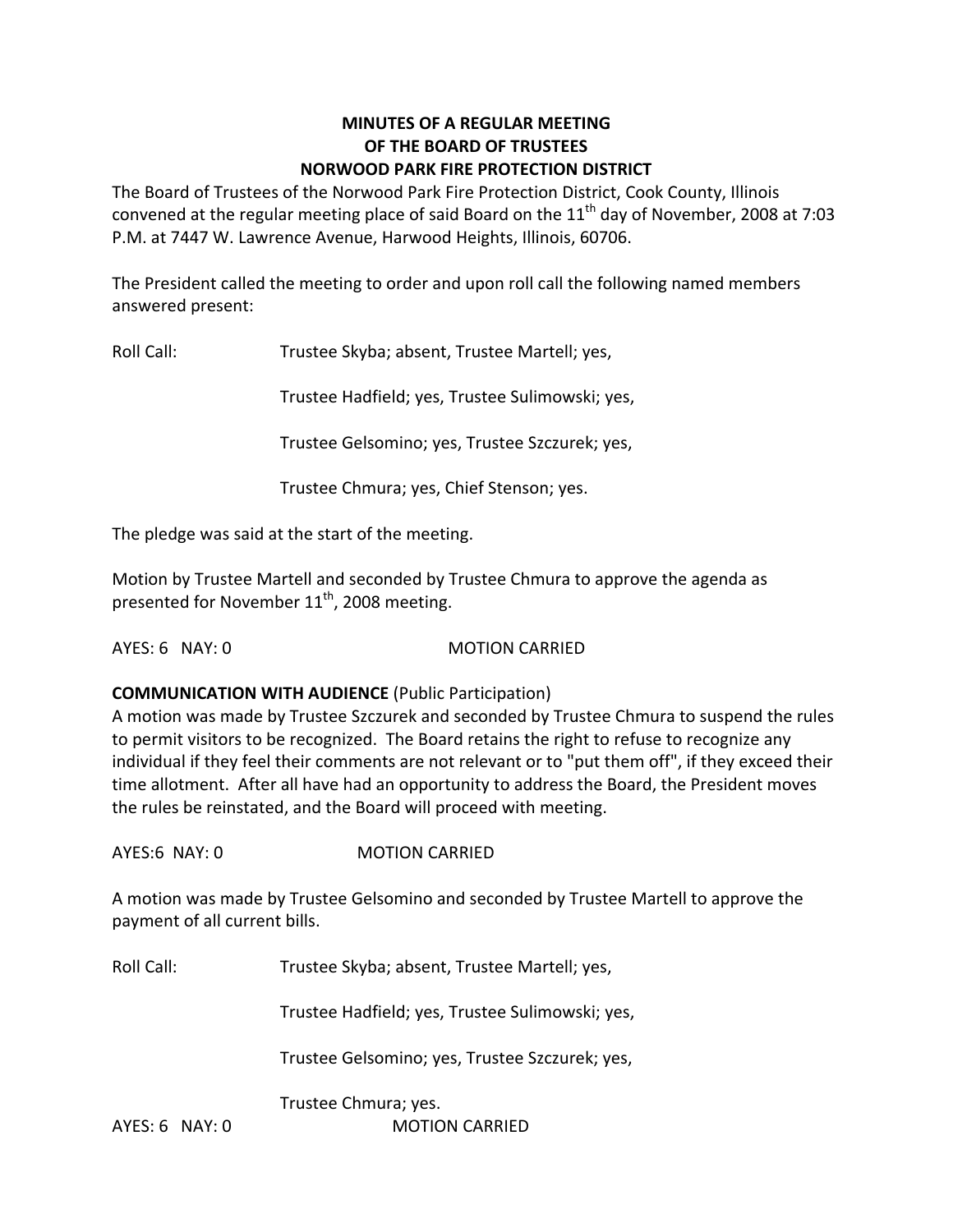# MINUTES OF A REGULAR MEETING
# OF THE BOARD OF TRUSTEES
# NORWOOD PARK FIRE PROTECTION DISTRICT

The Board of Trustees of the Norwood Park Fire Protection District, Cook County, Illinois convened at the regular meeting place of said Board on the 11th day of November, 2008 at 7:03 P.M. at 7447 W. Lawrence Avenue, Harwood Heights, Illinois, 60706.

The President called the meeting to order and upon roll call the following named members answered present:

Roll Call: Trustee Skyba; absent, Trustee Martell; yes,

Trustee Hadfield; yes, Trustee Sulimowski; yes,

Trustee Gelsomino; yes, Trustee Szczurek; yes,

Trustee Chmura; yes, Chief Stenson; yes.

The pledge was said at the start of the meeting.

Motion by Trustee Martell and seconded by Trustee Chmura to approve the agenda as presented for November 11th, 2008 meeting.

AYES: 6 NAY: 0 MOTION CARRIED

**COMMUNICATION WITH AUDIENCE** (Public Participation)

A motion was made by Trustee Szczurek and seconded by Trustee Chmura to suspend the rules to permit visitors to be recognized. The Board retains the right to refuse to recognize any individual if they feel their comments are not relevant or to "put them off", if they exceed their time allotment. After all have had an opportunity to address the Board, the President moves the rules be reinstated, and the Board will proceed with meeting.

AYES:6 NAY: 0 MOTION CARRIED

A motion was made by Trustee Gelsomino and seconded by Trustee Martell to approve the payment of all current bills.

Roll Call: Trustee Skyba; absent, Trustee Martell; yes,

Trustee Hadfield; yes, Trustee Sulimowski; yes,

Trustee Gelsomino; yes, Trustee Szczurek; yes,

Trustee Chmura; yes.

AYES: 6 NAY: 0 MOTION CARRIED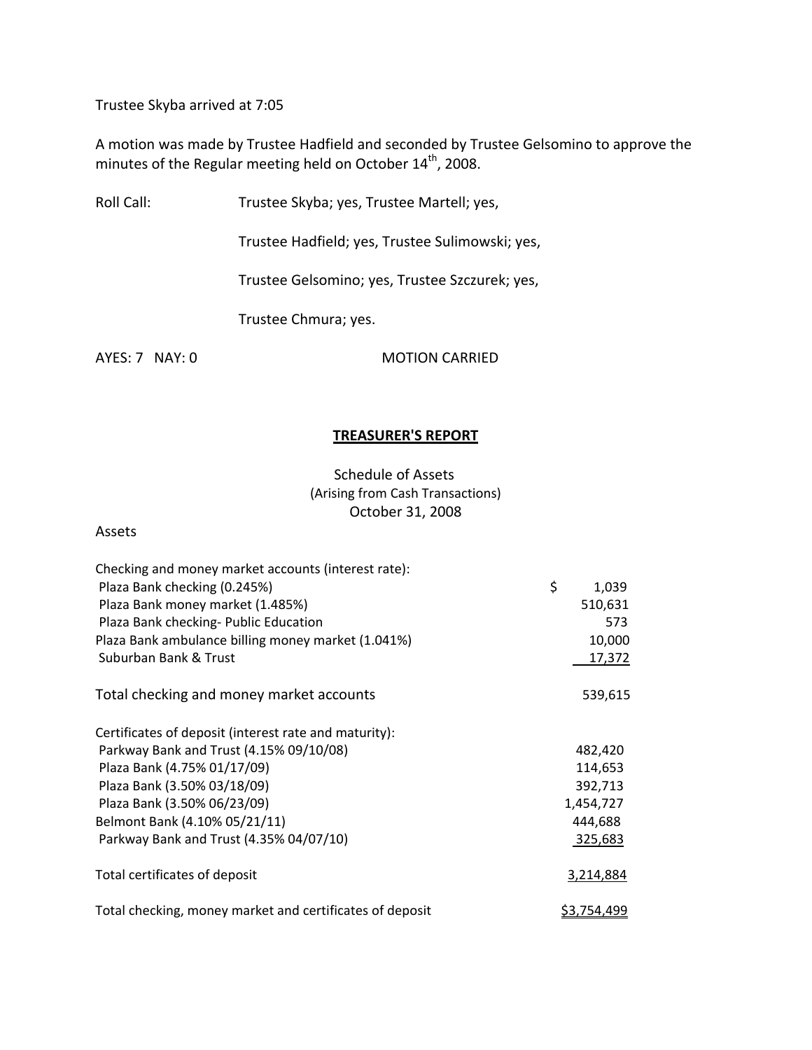Trustee Skyba arrived at 7:05

A motion was made by Trustee Hadfield and seconded by Trustee Gelsomino to approve the minutes of the Regular meeting held on October 14th, 2008.

Roll Call: Trustee Skyba; yes, Trustee Martell; yes,

Trustee Hadfield; yes, Trustee Sulimowski; yes,

Trustee Gelsomino; yes, Trustee Szczurek; yes,

Trustee Chmura; yes.

AYES: 7 NAY: 0 MOTION CARRIED

## TREASURER'S REPORT

Schedule of Assets
(Arising from Cash Transactions)
October 31, 2008

Assets

| | |
|---|---|
| Checking and money market accounts (interest rate): | |
| Plaza Bank checking (0.245%) | $ 1,039 |
| Plaza Bank money market (1.485%) | 510,631 |
| Plaza Bank checking- Public Education | 573 |
| Plaza Bank ambulance billing money market (1.041%) | 10,000 |
| Suburban Bank & Trust | 17,372 |
| Total checking and money market accounts | 539,615 |
| Certificates of deposit (interest rate and maturity): | |
| Parkway Bank and Trust (4.15% 09/10/08) | 482,420 |
| Plaza Bank (4.75% 01/17/09) | 114,653 |
| Plaza Bank (3.50% 03/18/09) | 392,713 |
| Plaza Bank (3.50% 06/23/09) | 1,454,727 |
| Belmont Bank (4.10% 05/21/11) | 444,688 |
| Parkway Bank and Trust (4.35% 04/07/10) | 325,683 |
| Total certificates of deposit | 3,214,884 |
| Total checking, money market and certificates of deposit | $3,754,499 |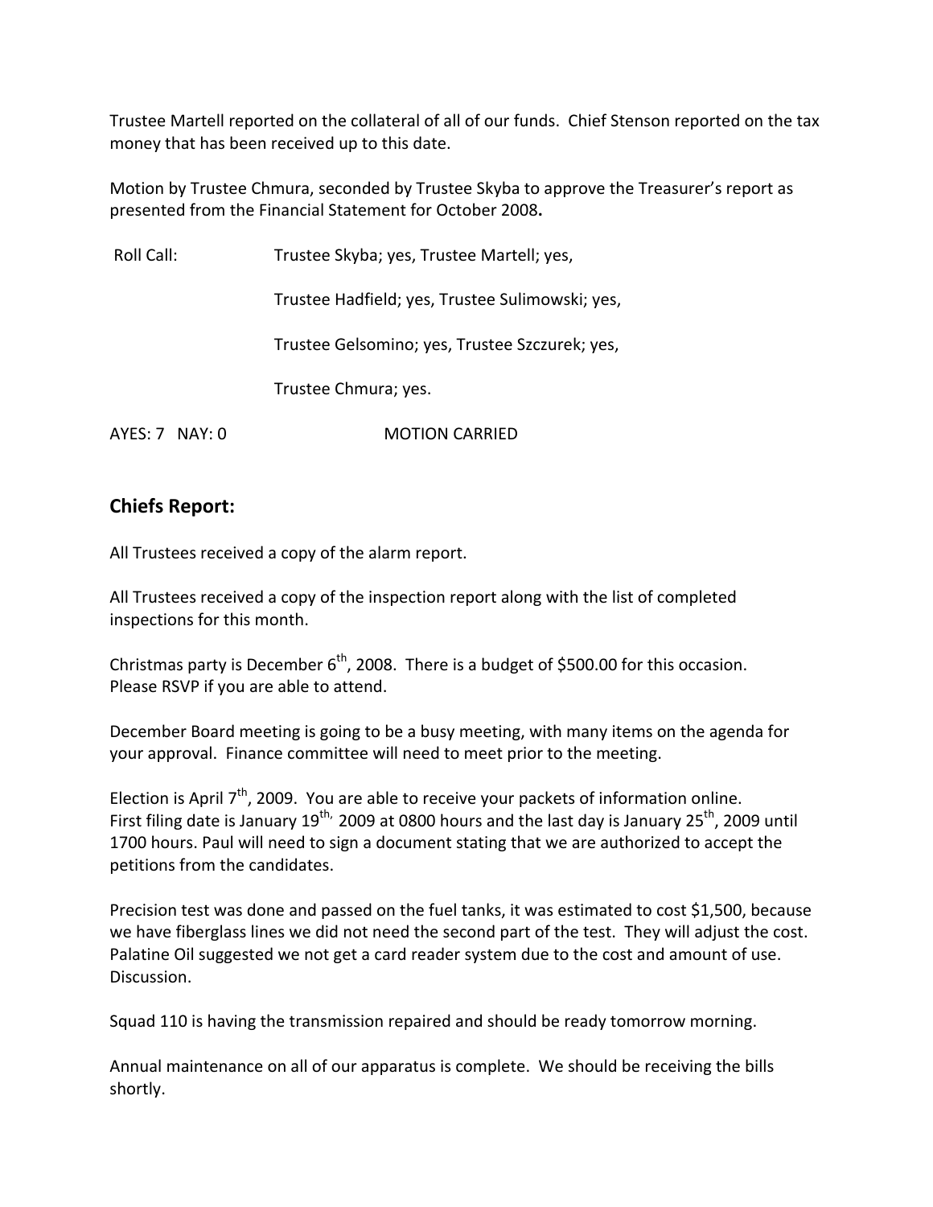Trustee Martell reported on the collateral of all of our funds. Chief Stenson reported on the tax money that has been received up to this date.

Motion by Trustee Chmura, seconded by Trustee Skyba to approve the Treasurer's report as presented from the Financial Statement for October 2008**.**

Roll Call: Trustee Skyba; yes, Trustee Martell; yes,

Trustee Hadfield; yes, Trustee Sulimowski; yes,

Trustee Gelsomino; yes, Trustee Szczurek; yes,

Trustee Chmura; yes.

AYES: 7 NAY: 0 MOTION CARRIED

## Chiefs Report:

All Trustees received a copy of the alarm report.

All Trustees received a copy of the inspection report along with the list of completed inspections for this month.

Christmas party is December 6th, 2008. There is a budget of $500.00 for this occasion. Please RSVP if you are able to attend.

December Board meeting is going to be a busy meeting, with many items on the agenda for your approval. Finance committee will need to meet prior to the meeting.

Election is April 7th, 2009. You are able to receive your packets of information online. First filing date is January 19th, 2009 at 0800 hours and the last day is January 25th, 2009 until 1700 hours. Paul will need to sign a document stating that we are authorized to accept the petitions from the candidates.

Precision test was done and passed on the fuel tanks, it was estimated to cost $1,500, because we have fiberglass lines we did not need the second part of the test. They will adjust the cost. Palatine Oil suggested we not get a card reader system due to the cost and amount of use. Discussion.

Squad 110 is having the transmission repaired and should be ready tomorrow morning.

Annual maintenance on all of our apparatus is complete. We should be receiving the bills shortly.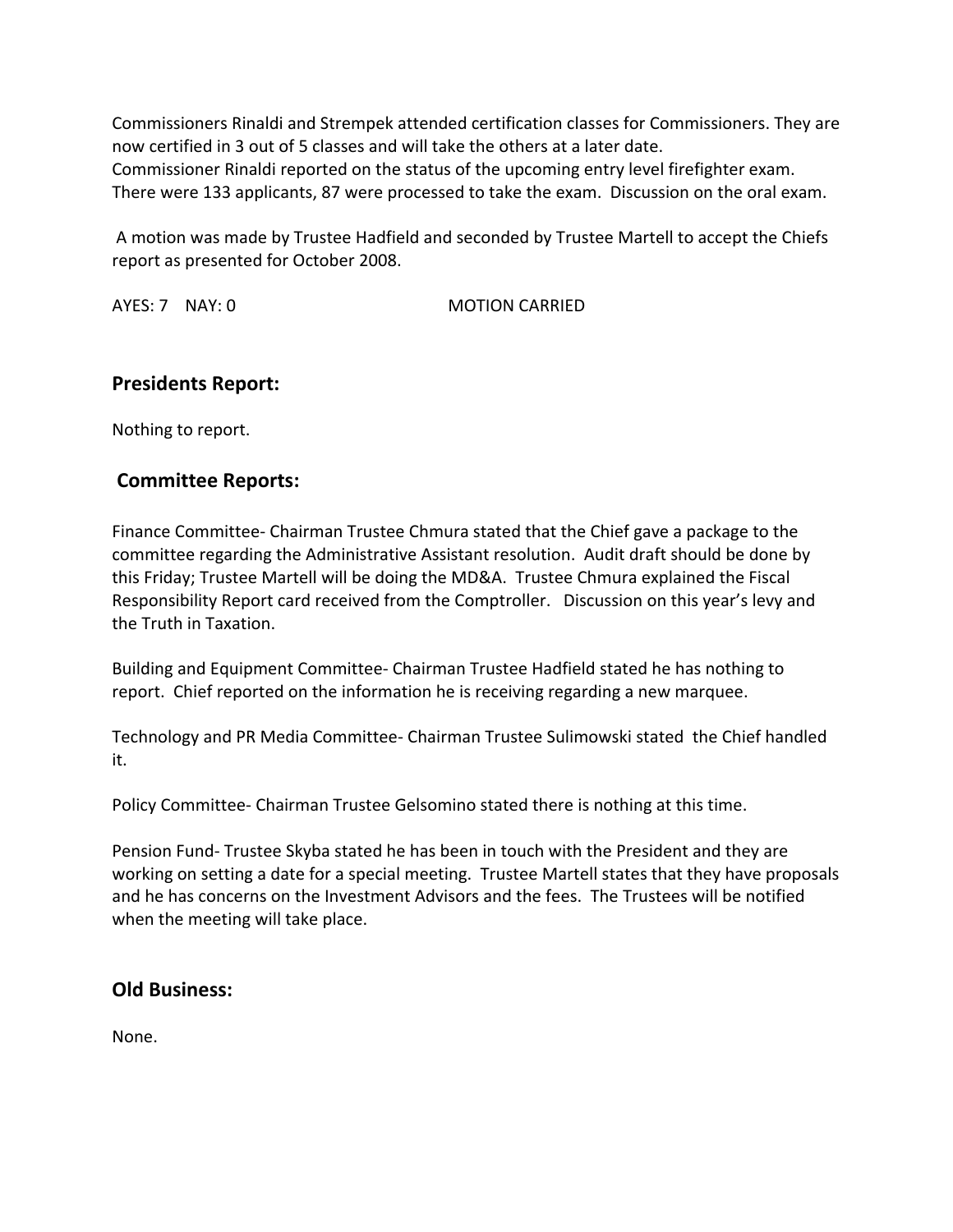Commissioners Rinaldi and Strempek attended certification classes for Commissioners. They are now certified in 3 out of 5 classes and will take the others at a later date.
Commissioner Rinaldi reported on the status of the upcoming entry level firefighter exam. There were 133 applicants, 87 were processed to take the exam. Discussion on the oral exam.

A motion was made by Trustee Hadfield and seconded by Trustee Martell to accept the Chiefs report as presented for October 2008.

AYES: 7 NAY: 0 MOTION CARRIED

## Presidents Report:

Nothing to report.

## Committee Reports:

Finance Committee- Chairman Trustee Chmura stated that the Chief gave a package to the committee regarding the Administrative Assistant resolution. Audit draft should be done by this Friday; Trustee Martell will be doing the MD&A. Trustee Chmura explained the Fiscal Responsibility Report card received from the Comptroller. Discussion on this year's levy and the Truth in Taxation.

Building and Equipment Committee- Chairman Trustee Hadfield stated he has nothing to report. Chief reported on the information he is receiving regarding a new marquee.

Technology and PR Media Committee- Chairman Trustee Sulimowski stated the Chief handled it.

Policy Committee- Chairman Trustee Gelsomino stated there is nothing at this time.

Pension Fund- Trustee Skyba stated he has been in touch with the President and they are working on setting a date for a special meeting. Trustee Martell states that they have proposals and he has concerns on the Investment Advisors and the fees. The Trustees will be notified when the meeting will take place.

## Old Business:

None.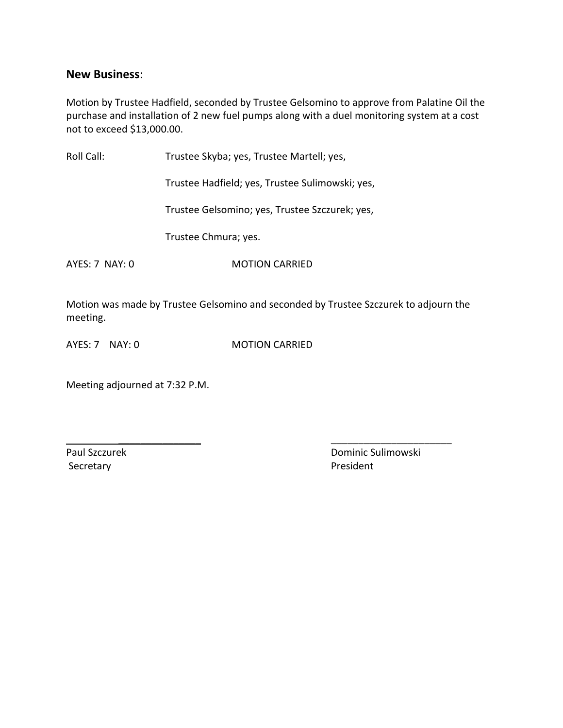**New Business**:

Motion by Trustee Hadfield, seconded by Trustee Gelsomino to approve from Palatine Oil the purchase and installation of 2 new fuel pumps along with a duel monitoring system at a cost not to exceed $13,000.00.

Roll Call: Trustee Skyba; yes, Trustee Martell; yes,

Trustee Hadfield; yes, Trustee Sulimowski; yes,

Trustee Gelsomino; yes, Trustee Szczurek; yes,

Trustee Chmura; yes.

AYES: 7 NAY: 0 MOTION CARRIED

Motion was made by Trustee Gelsomino and seconded by Trustee Szczurek to adjourn the meeting.

AYES: 7 NAY: 0 MOTION CARRIED

Meeting adjourned at 7:32 P.M.

\_\_\_\_\_\_\_\_\_\_\_\_\_\_\_\_\_\_\_\_\_\_\_\_ \_\_\_\_\_\_\_\_\_\_\_\_\_\_\_\_\_\_\_\_\_\_\_\_

Paul Szczurek
Secretary

Dominic Sulimowski
President